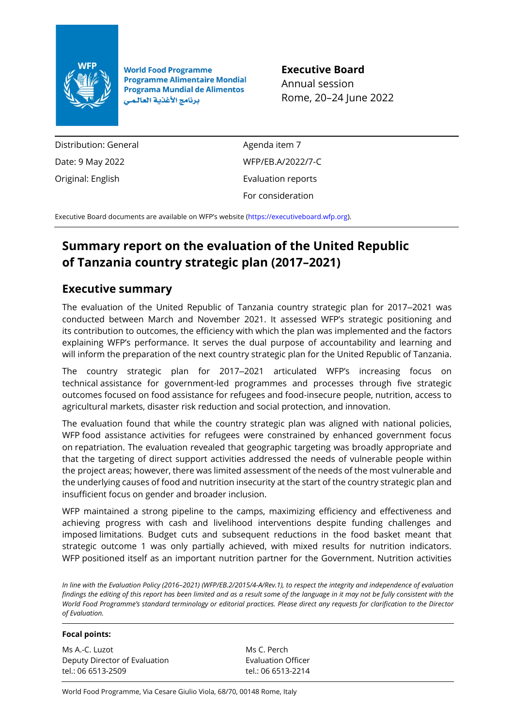World Food Programme
Programme Alimentaire Mondial
Programa Mundial de Alimentos
برنامج الأغذية العالمي

**Executive Board**
Annual session
Rome, 20–24 June 2022

| | |
|---|---|
| Distribution: General | Agenda item 7 |
| Date: 9 May 2022 | WFP/EB.A/2022/7-C |
| Original: English | Evaluation reports |
| | For consideration |

Executive Board documents are available on WFP's website (https://executiveboard.wfp.org).

# Summary report on the evaluation of the United Republic of Tanzania country strategic plan (2017–2021)

## Executive summary

The evaluation of the United Republic of Tanzania country strategic plan for 2017–2021 was conducted between March and November 2021. It assessed WFP's strategic positioning and its contribution to outcomes, the efficiency with which the plan was implemented and the factors explaining WFP's performance. It serves the dual purpose of accountability and learning and will inform the preparation of the next country strategic plan for the United Republic of Tanzania.

The country strategic plan for 2017–2021 articulated WFP's increasing focus on technical assistance for government-led programmes and processes through five strategic outcomes focused on food assistance for refugees and food-insecure people, nutrition, access to agricultural markets, disaster risk reduction and social protection, and innovation.

The evaluation found that while the country strategic plan was aligned with national policies, WFP food assistance activities for refugees were constrained by enhanced government focus on repatriation. The evaluation revealed that geographic targeting was broadly appropriate and that the targeting of direct support activities addressed the needs of vulnerable people within the project areas; however, there was limited assessment of the needs of the most vulnerable and the underlying causes of food and nutrition insecurity at the start of the country strategic plan and insufficient focus on gender and broader inclusion.

WFP maintained a strong pipeline to the camps, maximizing efficiency and effectiveness and achieving progress with cash and livelihood interventions despite funding challenges and imposed limitations. Budget cuts and subsequent reductions in the food basket meant that strategic outcome 1 was only partially achieved, with mixed results for nutrition indicators. WFP positioned itself as an important nutrition partner for the Government. Nutrition activities

*In line with the Evaluation Policy (2016–2021) (WFP/EB.2/2015/4-A/Rev.1), to respect the integrity and independence of evaluation findings the editing of this report has been limited and as a result some of the language in it may not be fully consistent with the World Food Programme's standard terminology or editorial practices. Please direct any requests for clarification to the Director of Evaluation.*

**Focal points:**

| | |
|---|---|
| Ms A.-C. Luzot | Ms C. Perch |
| Deputy Director of Evaluation | Evaluation Officer |
| tel.: 06 6513-2509 | tel.: 06 6513-2214 |

World Food Programme, Via Cesare Giulio Viola, 68/70, 00148 Rome, Italy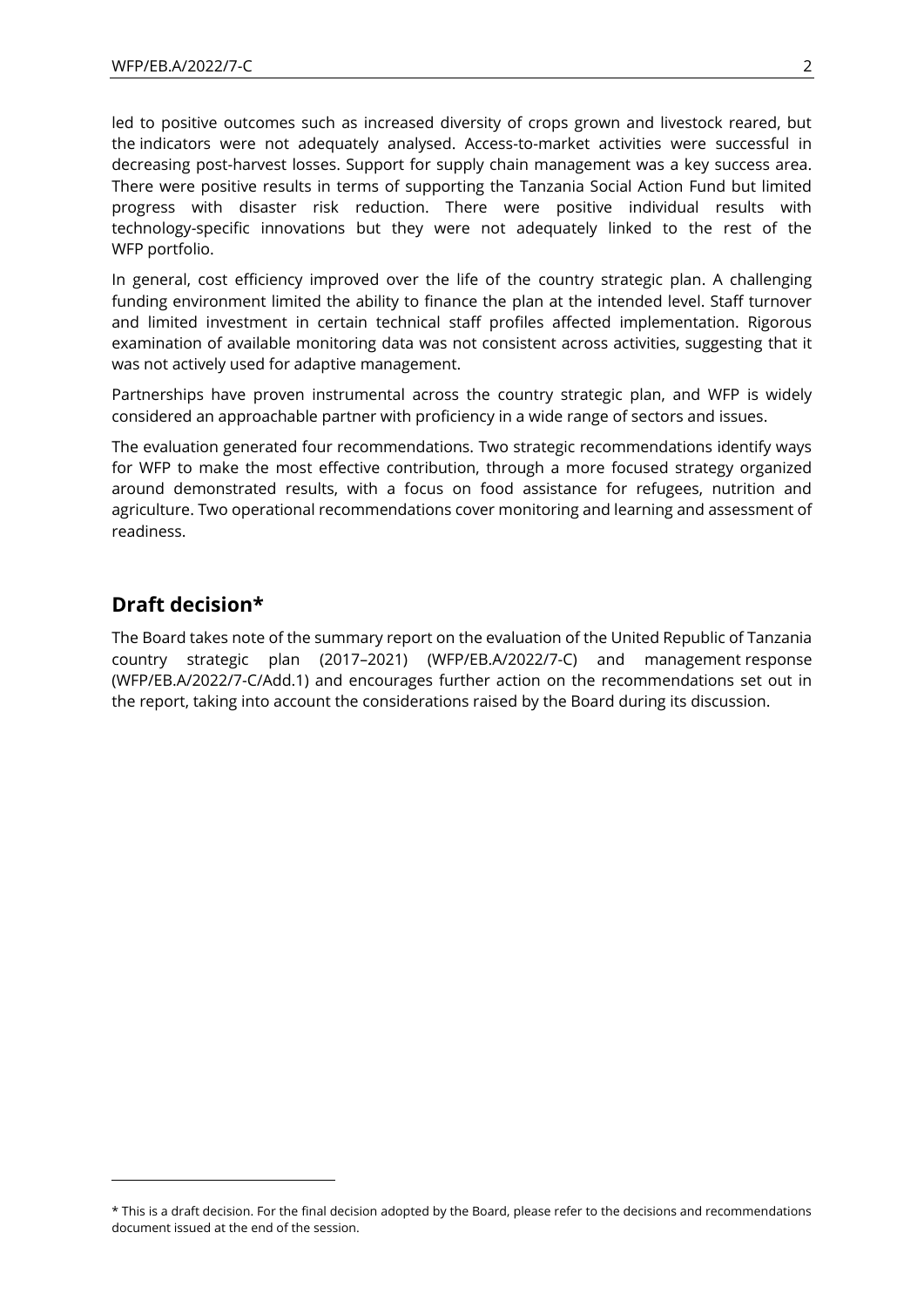led to positive outcomes such as increased diversity of crops grown and livestock reared, but the indicators were not adequately analysed. Access-to-market activities were successful in decreasing post-harvest losses. Support for supply chain management was a key success area. There were positive results in terms of supporting the Tanzania Social Action Fund but limited progress with disaster risk reduction. There were positive individual results with technology-specific innovations but they were not adequately linked to the rest of the WFP portfolio.

In general, cost efficiency improved over the life of the country strategic plan. A challenging funding environment limited the ability to finance the plan at the intended level. Staff turnover and limited investment in certain technical staff profiles affected implementation. Rigorous examination of available monitoring data was not consistent across activities, suggesting that it was not actively used for adaptive management.

Partnerships have proven instrumental across the country strategic plan, and WFP is widely considered an approachable partner with proficiency in a wide range of sectors and issues.

The evaluation generated four recommendations. Two strategic recommendations identify ways for WFP to make the most effective contribution, through a more focused strategy organized around demonstrated results, with a focus on food assistance for refugees, nutrition and agriculture. Two operational recommendations cover monitoring and learning and assessment of readiness.

## Draft decision*

The Board takes note of the summary report on the evaluation of the United Republic of Tanzania country strategic plan (2017–2021) (WFP/EB.A/2022/7-C) and management response (WFP/EB.A/2022/7-C/Add.1) and encourages further action on the recommendations set out in the report, taking into account the considerations raised by the Board during its discussion.

---

* This is a draft decision. For the final decision adopted by the Board, please refer to the decisions and recommendations document issued at the end of the session.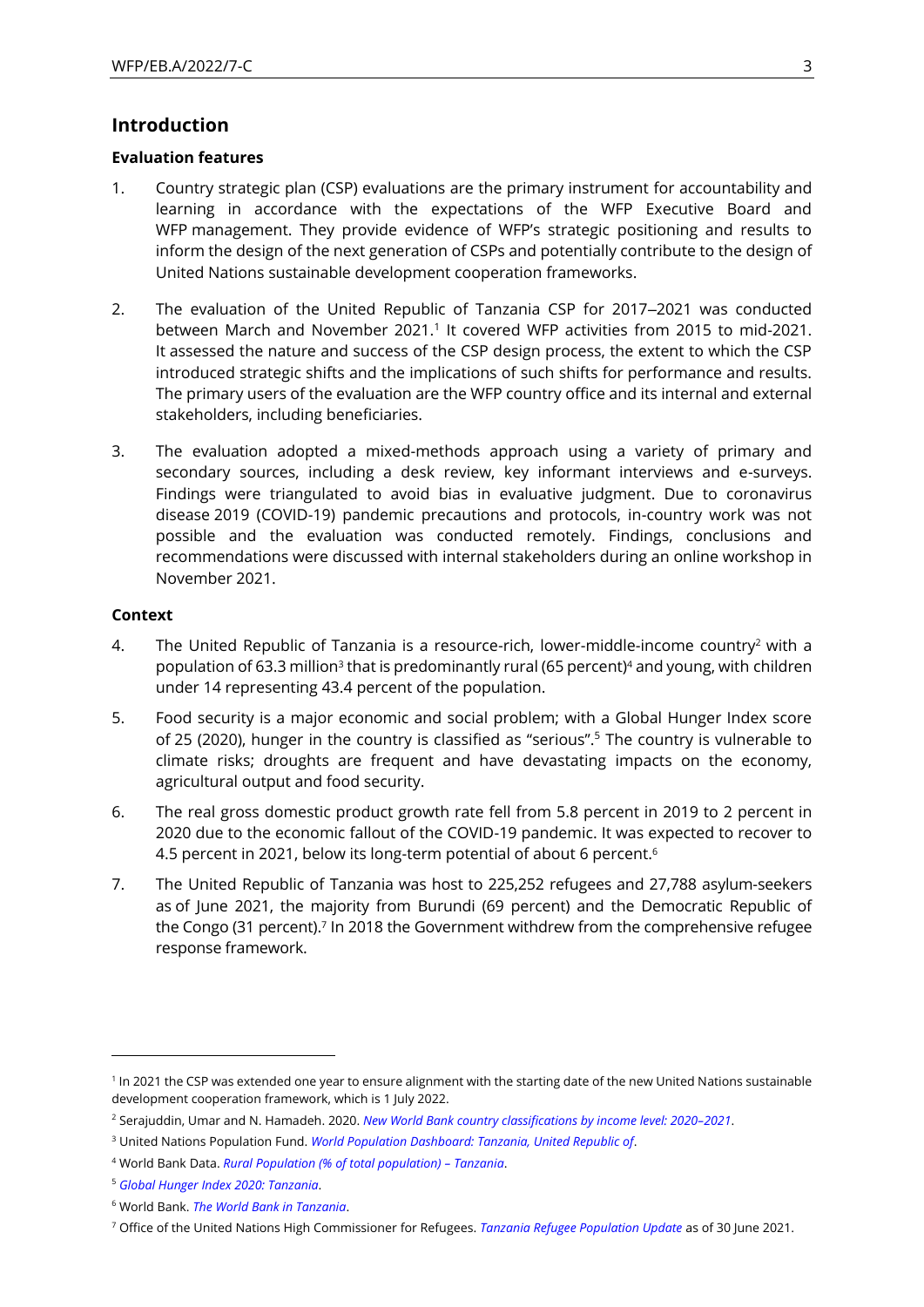## Introduction

### Evaluation features

1. Country strategic plan (CSP) evaluations are the primary instrument for accountability and learning in accordance with the expectations of the WFP Executive Board and WFP management. They provide evidence of WFP's strategic positioning and results to inform the design of the next generation of CSPs and potentially contribute to the design of United Nations sustainable development cooperation frameworks.

2. The evaluation of the United Republic of Tanzania CSP for 2017–2021 was conducted between March and November 2021.[1] It covered WFP activities from 2015 to mid-2021. It assessed the nature and success of the CSP design process, the extent to which the CSP introduced strategic shifts and the implications of such shifts for performance and results. The primary users of the evaluation are the WFP country office and its internal and external stakeholders, including beneficiaries.

3. The evaluation adopted a mixed-methods approach using a variety of primary and secondary sources, including a desk review, key informant interviews and e-surveys. Findings were triangulated to avoid bias in evaluative judgment. Due to coronavirus disease 2019 (COVID-19) pandemic precautions and protocols, in-country work was not possible and the evaluation was conducted remotely. Findings, conclusions and recommendations were discussed with internal stakeholders during an online workshop in November 2021.

### Context

4. The United Republic of Tanzania is a resource-rich, lower-middle-income country[2] with a population of 63.3 million[3] that is predominantly rural (65 percent)[4] and young, with children under 14 representing 43.4 percent of the population.

5. Food security is a major economic and social problem; with a Global Hunger Index score of 25 (2020), hunger in the country is classified as "serious".[5] The country is vulnerable to climate risks; droughts are frequent and have devastating impacts on the economy, agricultural output and food security.

6. The real gross domestic product growth rate fell from 5.8 percent in 2019 to 2 percent in 2020 due to the economic fallout of the COVID-19 pandemic. It was expected to recover to 4.5 percent in 2021, below its long-term potential of about 6 percent.[6]

7. The United Republic of Tanzania was host to 225,252 refugees and 27,788 asylum-seekers as of June 2021, the majority from Burundi (69 percent) and the Democratic Republic of the Congo (31 percent).[7] In 2018 the Government withdrew from the comprehensive refugee response framework.

---

[1] In 2021 the CSP was extended one year to ensure alignment with the starting date of the new United Nations sustainable development cooperation framework, which is 1 July 2022.

[2] Serajuddin, Umar and N. Hamadeh. 2020. *New World Bank country classifications by income level: 2020–2021*.

[3] United Nations Population Fund. *World Population Dashboard: Tanzania, United Republic of*.

[4] World Bank Data. *Rural Population (% of total population) – Tanzania*.

[5] *Global Hunger Index 2020: Tanzania*.

[6] World Bank. *The World Bank in Tanzania*.

[7] Office of the United Nations High Commissioner for Refugees. *Tanzania Refugee Population Update* as of 30 June 2021.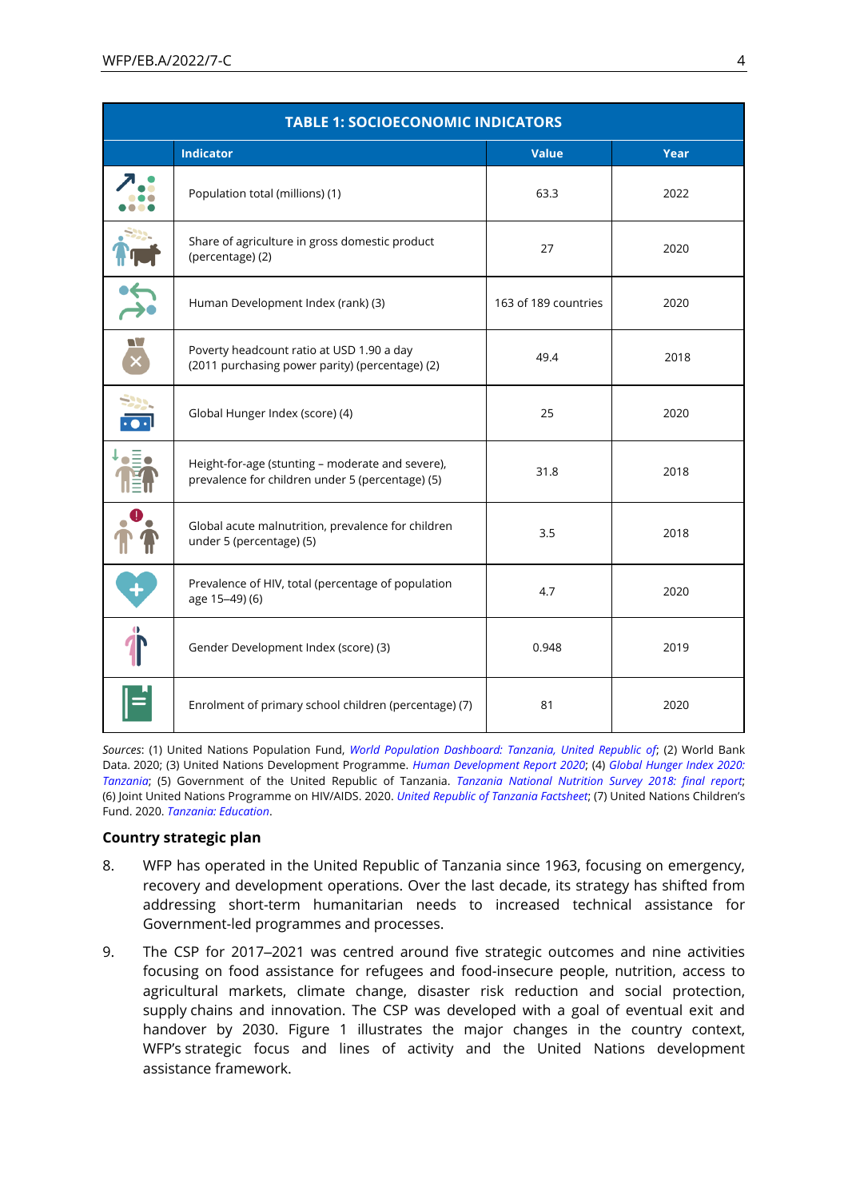| TABLE 1: SOCIOECONOMIC INDICATORS | | | |
|---|---|---|---|
| | **Indicator** | **Value** | **Year** |
| | Population total (millions) (1) | 63.3 | 2022 |
| | Share of agriculture in gross domestic product (percentage) (2) | 27 | 2020 |
| | Human Development Index (rank) (3) | 163 of 189 countries | 2020 |
| | Poverty headcount ratio at USD 1.90 a day (2011 purchasing power parity) (percentage) (2) | 49.4 | 2018 |
| | Global Hunger Index (score) (4) | 25 | 2020 |
| | Height-for-age (stunting – moderate and severe), prevalence for children under 5 (percentage) (5) | 31.8 | 2018 |
| | Global acute malnutrition, prevalence for children under 5 (percentage) (5) | 3.5 | 2018 |
| | Prevalence of HIV, total (percentage of population age 15–49) (6) | 4.7 | 2020 |
| | Gender Development Index (score) (3) | 0.948 | 2019 |
| | Enrolment of primary school children (percentage) (7) | 81 | 2020 |

*Sources*: (1) United Nations Population Fund, *World Population Dashboard: Tanzania, United Republic of*; (2) World Bank Data. 2020; (3) United Nations Development Programme. *Human Development Report 2020*; (4) *Global Hunger Index 2020: Tanzania*; (5) Government of the United Republic of Tanzania. *Tanzania National Nutrition Survey 2018: final report*; (6) Joint United Nations Programme on HIV/AIDS. 2020. *United Republic of Tanzania Factsheet*; (7) United Nations Children's Fund. 2020. *Tanzania: Education*.

**Country strategic plan**

8. WFP has operated in the United Republic of Tanzania since 1963, focusing on emergency, recovery and development operations. Over the last decade, its strategy has shifted from addressing short-term humanitarian needs to increased technical assistance for Government-led programmes and processes.

9. The CSP for 2017–2021 was centred around five strategic outcomes and nine activities focusing on food assistance for refugees and food-insecure people, nutrition, access to agricultural markets, climate change, disaster risk reduction and social protection, supply chains and innovation. The CSP was developed with a goal of eventual exit and handover by 2030. Figure 1 illustrates the major changes in the country context, WFP's strategic focus and lines of activity and the United Nations development assistance framework.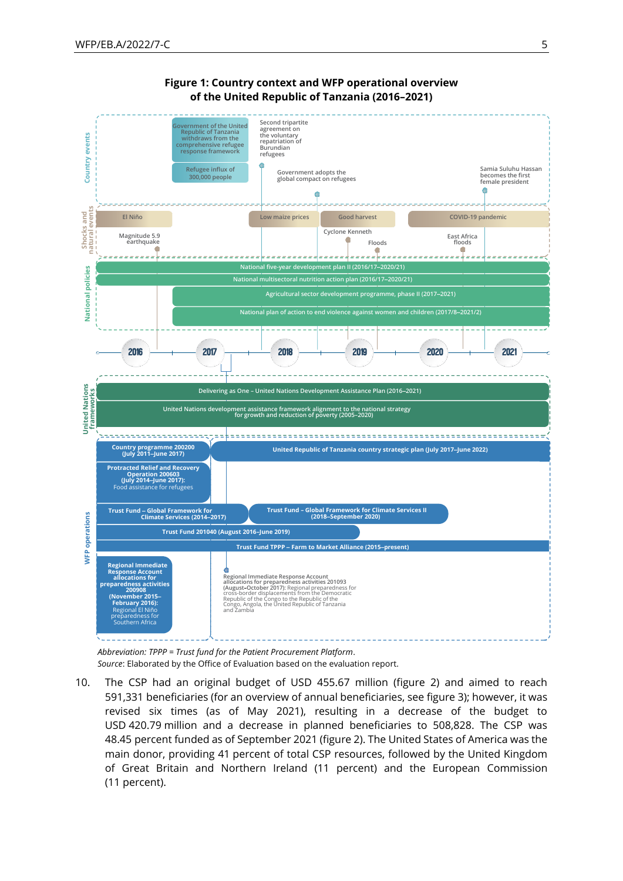**Figure 1: Country context and WFP operational overview of the United Republic of Tanzania (2016–2021)**

Country events

Government of the United Republic of Tanzania withdraws from the comprehensive refugee response framework

Refugee influx of 300,000 people

Second tripartite agreement on the voluntary repatriation of Burundian refugees

Government adopts the global compact on refugees

Samia Suluhu Hassan becomes the first female president

Shocks and natural events

El Niño

Magnitude 5.9 earthquake

Low maize prices

Good harvest

Cyclone Kenneth

Floods

COVID-19 pandemic

East Africa floods

National policies

National five-year development plan II (2016/17–2020/21)

National multisectoral nutrition action plan (2016/17–2020/21)

Agricultural sector development programme, phase II (2017–2021)

National plan of action to end violence against women and children (2017/8–2021/2)

2016
2017
2018
2019
2020
2021

United Nations frameworks

Delivering as One – United Nations Development Assistance Plan (2016–2021)

United Nations development assistance framework alignment to the national strategy for growth and reduction of poverty (2005–2020)

WFP operations

Country programme 200200 (July 2011–June 2017)

United Republic of Tanzania country strategic plan (July 2017–June 2022)

Protracted Relief and Recovery Operation 200603 (July 2014–June 2017): Food assistance for refugees

Trust Fund – Global Framework for Climate Services (2014–2017)

Trust Fund – Global Framework for Climate Services II (2018–September 2020)

Trust Fund 201040 (August 2016–June 2019)

Trust Fund TPPP – Farm to Market Alliance (2015–present)

Regional Immediate Response Account allocations for preparedness activities 200908 (November 2015–February 2016): Regional El Niño preparedness for Southern Africa

Regional Immediate Response Account allocations for preparedness activities 201093 (August–October 2017): Regional preparedness for cross-border displacements from the Democratic Republic of the Congo to the Republic of the Congo, Angola, the United Republic of Tanzania and Zambia

*Abbreviation: TPPP = Trust fund for the Patient Procurement Platform.*
*Source*: Elaborated by the Office of Evaluation based on the evaluation report.

10. The CSP had an original budget of USD 455.67 million (figure 2) and aimed to reach 591,331 beneficiaries (for an overview of annual beneficiaries, see figure 3); however, it was revised six times (as of May 2021), resulting in a decrease of the budget to USD 420.79 million and a decrease in planned beneficiaries to 508,828. The CSP was 48.45 percent funded as of September 2021 (figure 2). The United States of America was the main donor, providing 41 percent of total CSP resources, followed by the United Kingdom of Great Britain and Northern Ireland (11 percent) and the European Commission (11 percent).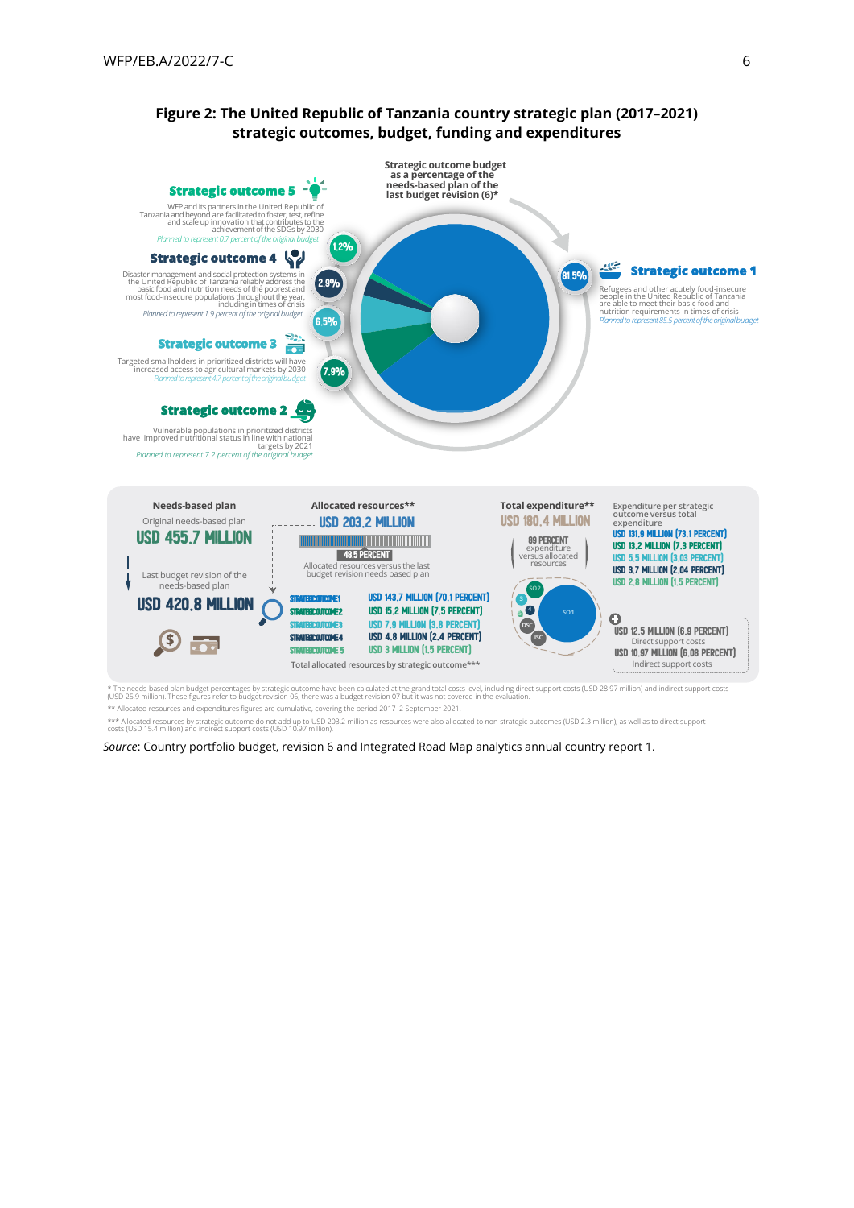**Figure 2: The United Republic of Tanzania country strategic plan (2017–2021) strategic outcomes, budget, funding and expenditures**

Strategic outcome budget as a percentage of the needs-based plan of the last budget revision (6)*

**Strategic outcome 5**
WFP and its partners in the United Republic of Tanzania and beyond are facilitated to foster, test, refine and scale up innovation that contributes to the achievement of the SDGs by 2030
*Planned to represent 0.7 percent of the original budget*
1.2%

**Strategic outcome 4**
Disaster management and social protection systems in the United Republic of Tanzania reliably address the basic food and nutrition needs of the poorest and most food-insecure populations throughout the year, including in times of crisis
*Planned to represent 1.9 percent of the original budget*
2.9%

**Strategic outcome 3**
Targeted smallholders in prioritized districts will have increased access to agricultural markets by 2030
*Planned to represent 4.7 percent of the original budget*
6.5%

**Strategic outcome 2**
Vulnerable populations in prioritized districts have improved nutritional status in line with national targets by 2021
*Planned to represent 7.2 percent of the original budget*
7.9%

**Strategic outcome 1**
Refugees and other acutely food-insecure people in the United Republic of Tanzania are able to meet their basic food and nutrition requirements in times of crisis
*Planned to represent 85.5 percent of the original budget*
81.5%

**Needs-based plan**
Original needs-based plan
USD 455.7 MILLION
Last budget revision of the needs-based plan
USD 420.8 MILLION

**Allocated resources****
USD 203.2 MILLION
48.5 PERCENT
Allocated resources versus the last budget revision needs based plan

STRATEGIC OUTCOME 1 — USD 143.7 MILLION (70.1 PERCENT)
STRATEGIC OUTCOME 2 — USD 15.2 MILLION (7.5 PERCENT)
STRATEGIC OUTCOME 3 — USD 7.9 MILLION (3.8 PERCENT)
STRATEGIC OUTCOME 4 — USD 4.8 MILLION (2.4 PERCENT)
STRATEGIC OUTCOME 5 — USD 3 MILLION (1.5 PERCENT)
Total allocated resources by strategic outcome***

**Total expenditure****
USD 180.4 MILLION
89 PERCENT expenditure versus allocated resources

SO1, SO2, 3, 4, 5, DSC, ISC

Expenditure per strategic outcome versus total expenditure
USD 131.9 MILLION (73.1 PERCENT)
USD 13.2 MILLION (7.3 PERCENT)
USD 5.5 MILLION (3.03 PERCENT)
USD 3.7 MILLION (2.04 PERCENT)
USD 2.8 MILLION (1.5 PERCENT)

USD 12.5 MILLION (6.9 PERCENT)
Direct support costs
USD 10.97 MILLION (6.08 PERCENT)
Indirect support costs

* The needs-based plan budget percentages by strategic outcome have been calculated at the grand total costs level, including direct support costs (USD 28.97 million) and indirect support costs (USD 25.9 million). These figures refer to budget revision 06; there was a budget revision 07 but it was not covered in the evaluation.

** Allocated resources and expenditures figures are cumulative, covering the period 2017–2 September 2021.

*** Allocated resources by strategic outcome do not add up to USD 203.2 million as resources were also allocated to non-strategic outcomes (USD 2.3 million), as well as to direct support costs (USD 15.4 million) and indirect support costs (USD 10.97 million).

*Source*: Country portfolio budget, revision 6 and Integrated Road Map analytics annual country report 1.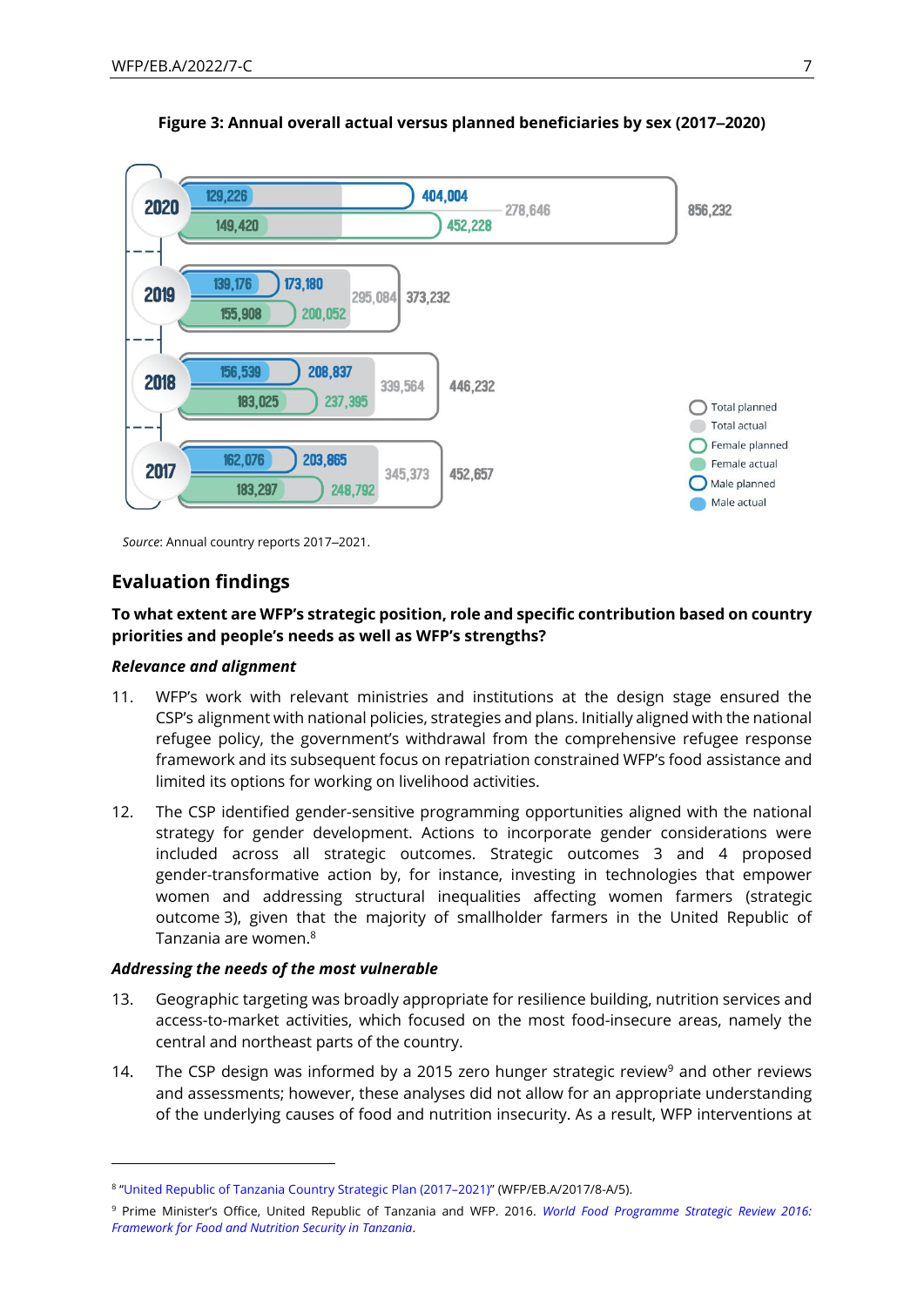**Figure 3: Annual overall actual versus planned beneficiaries by sex (2017–2020)**

2020
129,226
404,004
149,420
452,228
278,646
856,232

2019
139,176
173,180
155,908
200,052
295,084
373,232

2018
156,539
208,837
183,025
237,395
339,564
446,232

2017
162,076
203,865
183,297
248,792
345,373
452,657

Total planned
Total actual
Female planned
Female actual
Male planned
Male actual

*Source*: Annual country reports 2017–2021.

## Evaluation findings

**To what extent are WFP's strategic position, role and specific contribution based on country priorities and people's needs as well as WFP's strengths?**

***Relevance and alignment***

11. WFP's work with relevant ministries and institutions at the design stage ensured the CSP's alignment with national policies, strategies and plans. Initially aligned with the national refugee policy, the government's withdrawal from the comprehensive refugee response framework and its subsequent focus on repatriation constrained WFP's food assistance and limited its options for working on livelihood activities.

12. The CSP identified gender-sensitive programming opportunities aligned with the national strategy for gender development. Actions to incorporate gender considerations were included across all strategic outcomes. Strategic outcomes 3 and 4 proposed gender-transformative action by, for instance, investing in technologies that empower women and addressing structural inequalities affecting women farmers (strategic outcome 3), given that the majority of smallholder farmers in the United Republic of Tanzania are women.[8]

***Addressing the needs of the most vulnerable***

13. Geographic targeting was broadly appropriate for resilience building, nutrition services and access-to-market activities, which focused on the most food-insecure areas, namely the central and northeast parts of the country.

14. The CSP design was informed by a 2015 zero hunger strategic review[9] and other reviews and assessments; however, these analyses did not allow for an appropriate understanding of the underlying causes of food and nutrition insecurity. As a result, WFP interventions at

---

[8] "United Republic of Tanzania Country Strategic Plan (2017–2021)" (WFP/EB.A/2017/8-A/5).

[9] Prime Minister's Office, United Republic of Tanzania and WFP. 2016. *World Food Programme Strategic Review 2016: Framework for Food and Nutrition Security in Tanzania*.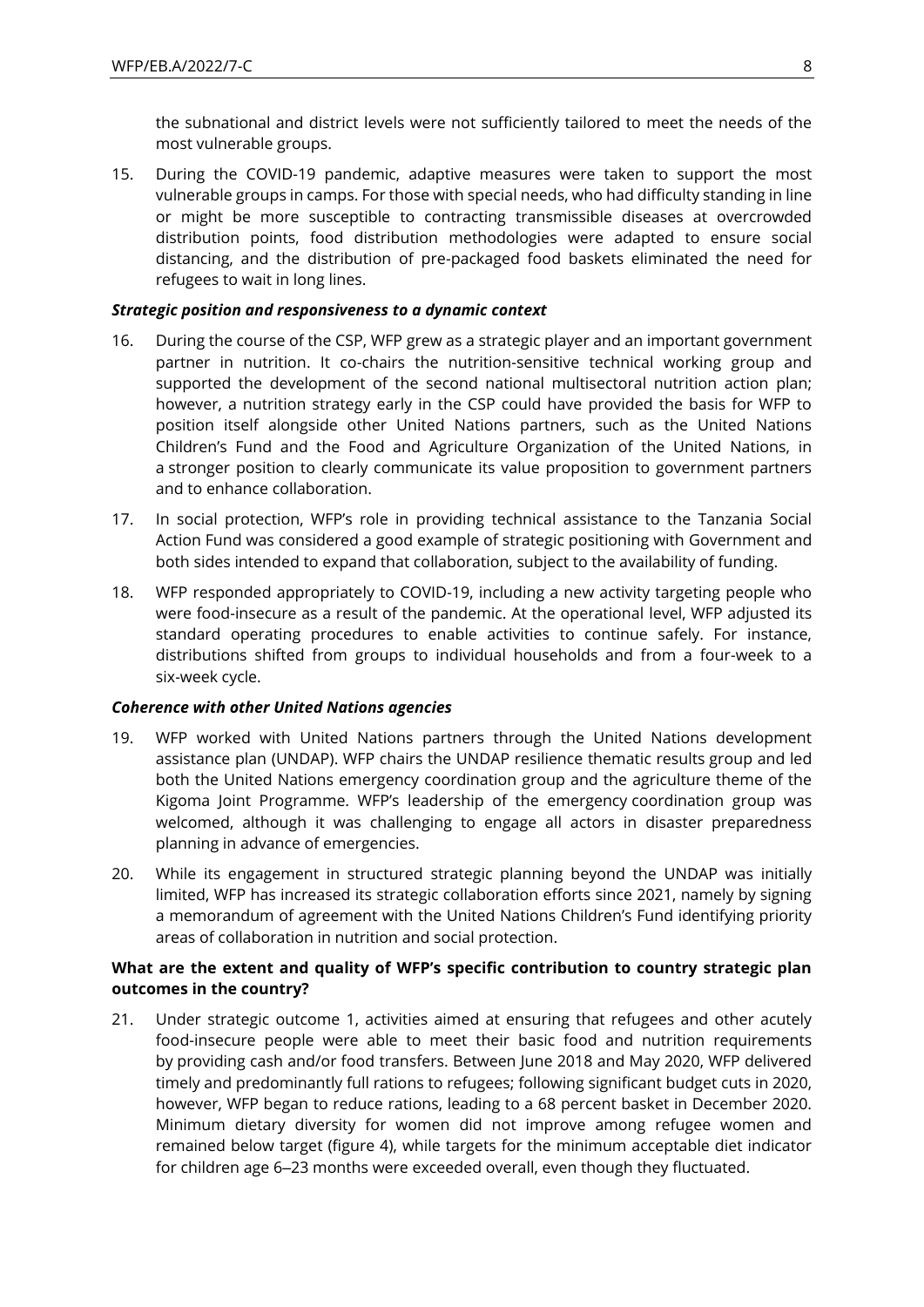the subnational and district levels were not sufficiently tailored to meet the needs of the most vulnerable groups.

15. During the COVID-19 pandemic, adaptive measures were taken to support the most vulnerable groups in camps. For those with special needs, who had difficulty standing in line or might be more susceptible to contracting transmissible diseases at overcrowded distribution points, food distribution methodologies were adapted to ensure social distancing, and the distribution of pre-packaged food baskets eliminated the need for refugees to wait in long lines.

***Strategic position and responsiveness to a dynamic context***

16. During the course of the CSP, WFP grew as a strategic player and an important government partner in nutrition. It co-chairs the nutrition-sensitive technical working group and supported the development of the second national multisectoral nutrition action plan; however, a nutrition strategy early in the CSP could have provided the basis for WFP to position itself alongside other United Nations partners, such as the United Nations Children's Fund and the Food and Agriculture Organization of the United Nations, in a stronger position to clearly communicate its value proposition to government partners and to enhance collaboration.

17. In social protection, WFP's role in providing technical assistance to the Tanzania Social Action Fund was considered a good example of strategic positioning with Government and both sides intended to expand that collaboration, subject to the availability of funding.

18. WFP responded appropriately to COVID-19, including a new activity targeting people who were food-insecure as a result of the pandemic. At the operational level, WFP adjusted its standard operating procedures to enable activities to continue safely. For instance, distributions shifted from groups to individual households and from a four-week to a six-week cycle.

***Coherence with other United Nations agencies***

19. WFP worked with United Nations partners through the United Nations development assistance plan (UNDAP). WFP chairs the UNDAP resilience thematic results group and led both the United Nations emergency coordination group and the agriculture theme of the Kigoma Joint Programme. WFP's leadership of the emergency coordination group was welcomed, although it was challenging to engage all actors in disaster preparedness planning in advance of emergencies.

20. While its engagement in structured strategic planning beyond the UNDAP was initially limited, WFP has increased its strategic collaboration efforts since 2021, namely by signing a memorandum of agreement with the United Nations Children's Fund identifying priority areas of collaboration in nutrition and social protection.

**What are the extent and quality of WFP's specific contribution to country strategic plan outcomes in the country?**

21. Under strategic outcome 1, activities aimed at ensuring that refugees and other acutely food-insecure people were able to meet their basic food and nutrition requirements by providing cash and/or food transfers. Between June 2018 and May 2020, WFP delivered timely and predominantly full rations to refugees; following significant budget cuts in 2020, however, WFP began to reduce rations, leading to a 68 percent basket in December 2020. Minimum dietary diversity for women did not improve among refugee women and remained below target (figure 4), while targets for the minimum acceptable diet indicator for children age 6–23 months were exceeded overall, even though they fluctuated.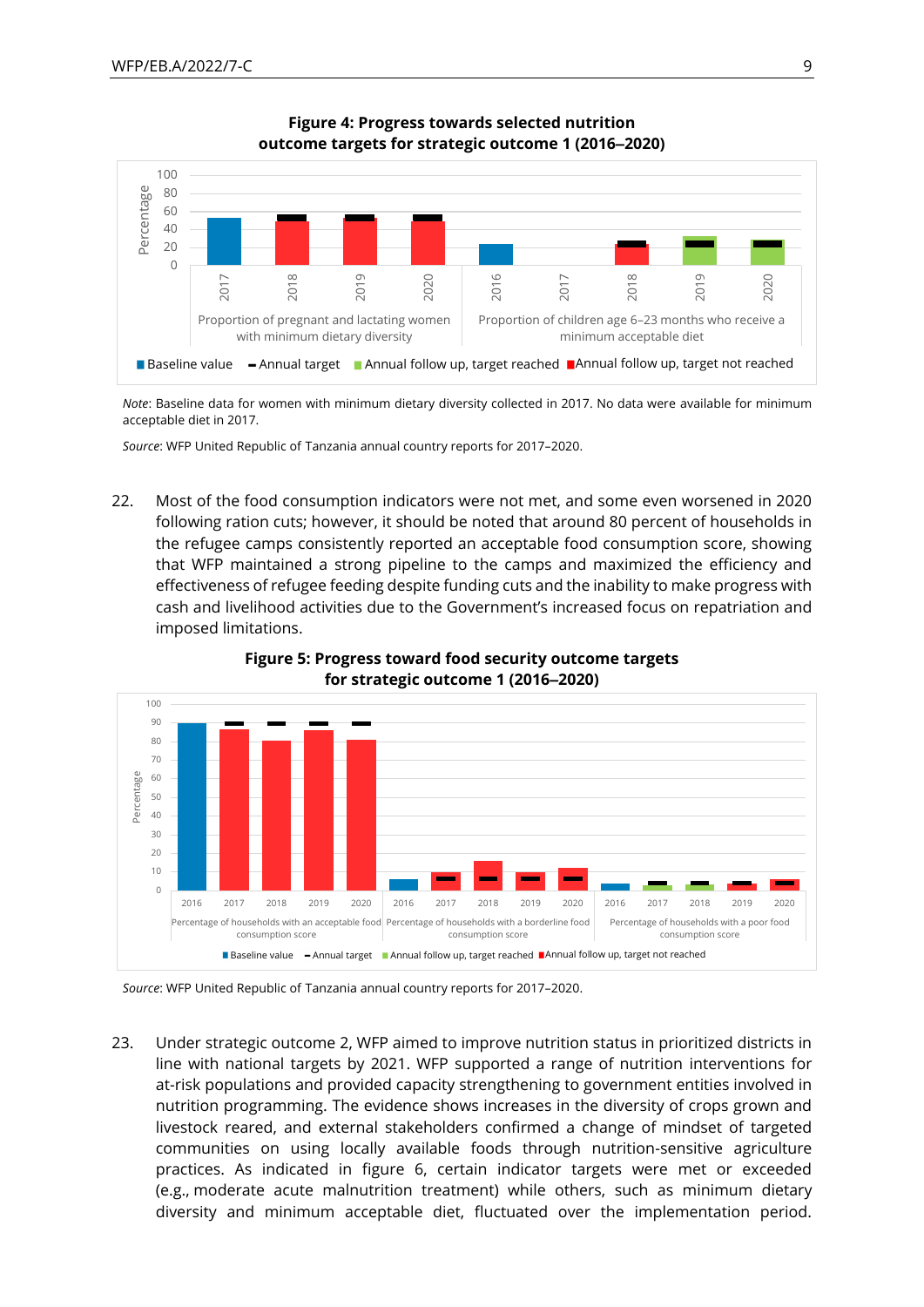**Figure 4: Progress towards selected nutrition outcome targets for strategic outcome 1 (2016–2020)**

Percentage

100
80
60
40
20
0

2017 2018 2019 2020
Proportion of pregnant and lactating women with minimum dietary diversity

2016 2017 2018 2019 2020
Proportion of children age 6–23 months who receive a minimum acceptable diet

Baseline value
Annual target
Annual follow up, target reached
Annual follow up, target not reached

*Note*: Baseline data for women with minimum dietary diversity collected in 2017. No data were available for minimum acceptable diet in 2017.

*Source*: WFP United Republic of Tanzania annual country reports for 2017–2020.

22. Most of the food consumption indicators were not met, and some even worsened in 2020 following ration cuts; however, it should be noted that around 80 percent of households in the refugee camps consistently reported an acceptable food consumption score, showing that WFP maintained a strong pipeline to the camps and maximized the efficiency and effectiveness of refugee feeding despite funding cuts and the inability to make progress with cash and livelihood activities due to the Government's increased focus on repatriation and imposed limitations.

**Figure 5: Progress toward food security outcome targets for strategic outcome 1 (2016–2020)**

Percentage

100
90
80
70
60
50
40
30
20
10
0

2016 2017 2018 2019 2020
Percentage of households with an acceptable food consumption score

2016 2017 2018 2019 2020
Percentage of households with a borderline food consumption score

2016 2017 2018 2019 2020
Percentage of households with a poor food consumption score

Baseline value
Annual target
Annual follow up, target reached
Annual follow up, target not reached

*Source*: WFP United Republic of Tanzania annual country reports for 2017–2020.

23. Under strategic outcome 2, WFP aimed to improve nutrition status in prioritized districts in line with national targets by 2021. WFP supported a range of nutrition interventions for at-risk populations and provided capacity strengthening to government entities involved in nutrition programming. The evidence shows increases in the diversity of crops grown and livestock reared, and external stakeholders confirmed a change of mindset of targeted communities on using locally available foods through nutrition-sensitive agriculture practices. As indicated in figure 6, certain indicator targets were met or exceeded (e.g., moderate acute malnutrition treatment) while others, such as minimum dietary diversity and minimum acceptable diet, fluctuated over the implementation period.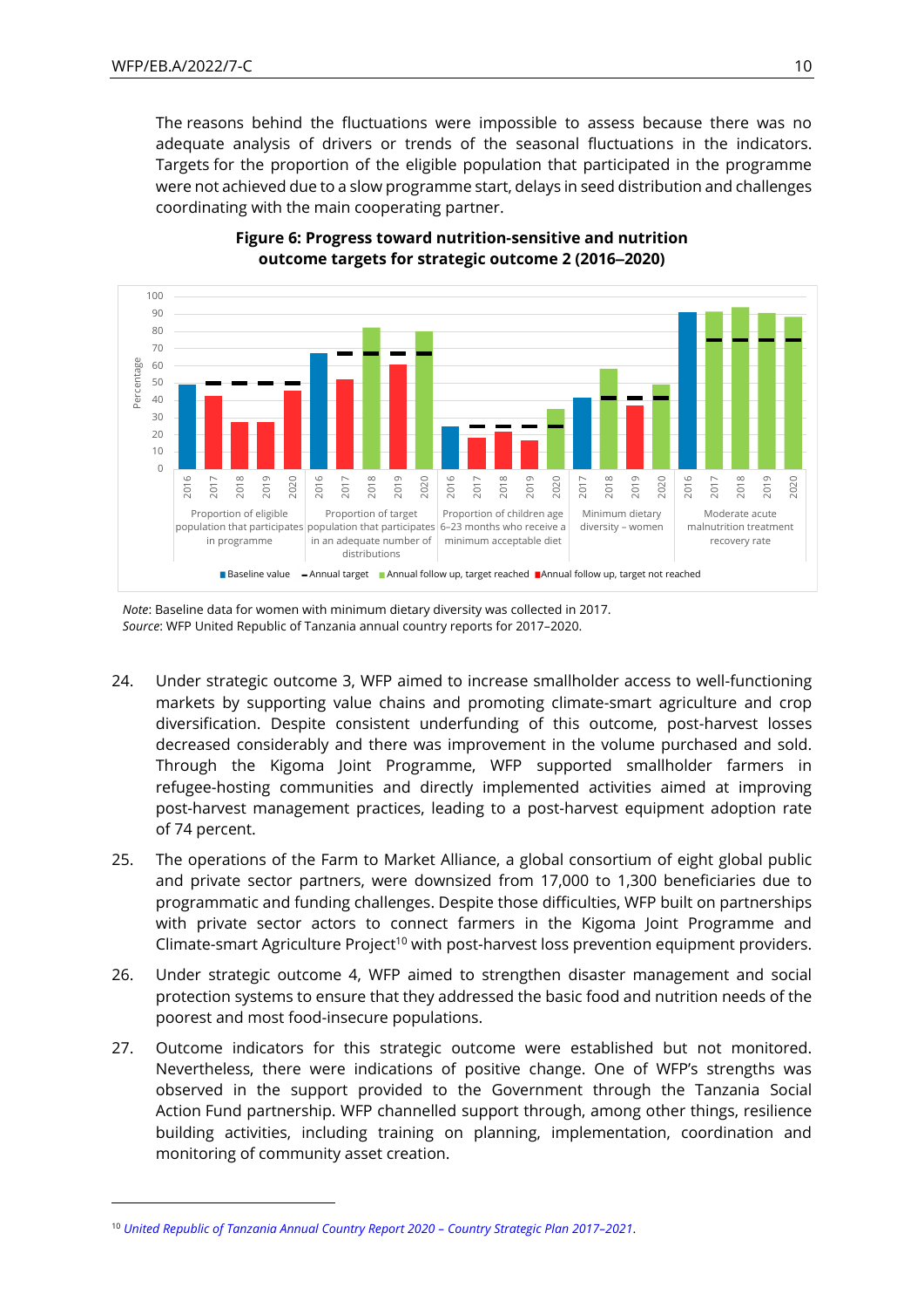The reasons behind the fluctuations were impossible to assess because there was no adequate analysis of drivers or trends of the seasonal fluctuations in the indicators. Targets for the proportion of the eligible population that participated in the programme were not achieved due to a slow programme start, delays in seed distribution and challenges coordinating with the main cooperating partner.

**Figure 6: Progress toward nutrition-sensitive and nutrition outcome targets for strategic outcome 2 (2016–2020)**

Percentage

0
10
20
30
40
50
60
70
80
90
100

2016 2017 2018 2019 2020
Proportion of eligible population that participates in programme

2016 2017 2018 2019 2020
Proportion of target population that participates in an adequate number of distributions

2016 2017 2018 2019 2020
Proportion of children age 6–23 months who receive a minimum acceptable diet

2017 2018 2019 2020
Minimum dietary diversity – women

2016 2017 2018 2019 2020
Moderate acute malnutrition treatment recovery rate

Baseline value
Annual target
Annual follow up, target reached
Annual follow up, target not reached

*Note*: Baseline data for women with minimum dietary diversity was collected in 2017.
*Source*: WFP United Republic of Tanzania annual country reports for 2017–2020.

24. Under strategic outcome 3, WFP aimed to increase smallholder access to well-functioning markets by supporting value chains and promoting climate-smart agriculture and crop diversification. Despite consistent underfunding of this outcome, post-harvest losses decreased considerably and there was improvement in the volume purchased and sold. Through the Kigoma Joint Programme, WFP supported smallholder farmers in refugee-hosting communities and directly implemented activities aimed at improving post-harvest management practices, leading to a post-harvest equipment adoption rate of 74 percent.

25. The operations of the Farm to Market Alliance, a global consortium of eight global public and private sector partners, were downsized from 17,000 to 1,300 beneficiaries due to programmatic and funding challenges. Despite those difficulties, WFP built on partnerships with private sector actors to connect farmers in the Kigoma Joint Programme and Climate-smart Agriculture Project[10] with post-harvest loss prevention equipment providers.

26. Under strategic outcome 4, WFP aimed to strengthen disaster management and social protection systems to ensure that they addressed the basic food and nutrition needs of the poorest and most food-insecure populations.

27. Outcome indicators for this strategic outcome were established but not monitored. Nevertheless, there were indications of positive change. One of WFP's strengths was observed in the support provided to the Government through the Tanzania Social Action Fund partnership. WFP channelled support through, among other things, resilience building activities, including training on planning, implementation, coordination and monitoring of community asset creation.

[10] *United Republic of Tanzania Annual Country Report 2020 – Country Strategic Plan 2017–2021*.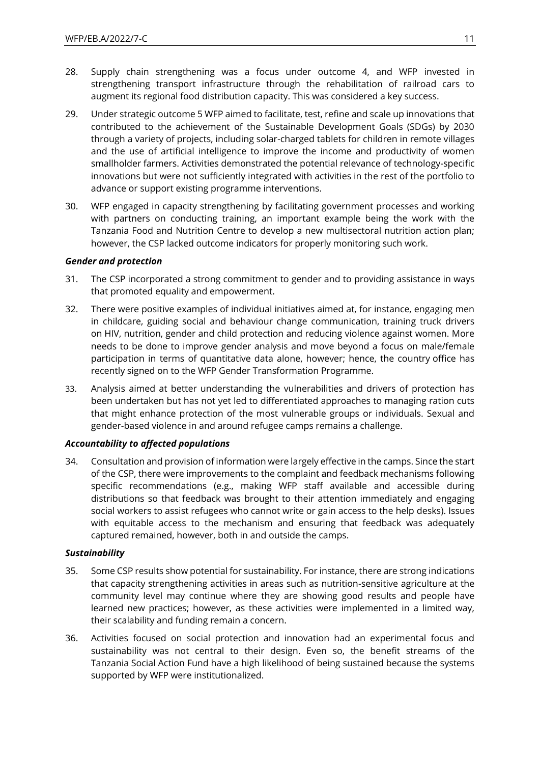28. Supply chain strengthening was a focus under outcome 4, and WFP invested in strengthening transport infrastructure through the rehabilitation of railroad cars to augment its regional food distribution capacity. This was considered a key success.

29. Under strategic outcome 5 WFP aimed to facilitate, test, refine and scale up innovations that contributed to the achievement of the Sustainable Development Goals (SDGs) by 2030 through a variety of projects, including solar-charged tablets for children in remote villages and the use of artificial intelligence to improve the income and productivity of women smallholder farmers. Activities demonstrated the potential relevance of technology-specific innovations but were not sufficiently integrated with activities in the rest of the portfolio to advance or support existing programme interventions.

30. WFP engaged in capacity strengthening by facilitating government processes and working with partners on conducting training, an important example being the work with the Tanzania Food and Nutrition Centre to develop a new multisectoral nutrition action plan; however, the CSP lacked outcome indicators for properly monitoring such work.

***Gender and protection***

31. The CSP incorporated a strong commitment to gender and to providing assistance in ways that promoted equality and empowerment.

32. There were positive examples of individual initiatives aimed at, for instance, engaging men in childcare, guiding social and behaviour change communication, training truck drivers on HIV, nutrition, gender and child protection and reducing violence against women. More needs to be done to improve gender analysis and move beyond a focus on male/female participation in terms of quantitative data alone, however; hence, the country office has recently signed on to the WFP Gender Transformation Programme.

33. Analysis aimed at better understanding the vulnerabilities and drivers of protection has been undertaken but has not yet led to differentiated approaches to managing ration cuts that might enhance protection of the most vulnerable groups or individuals. Sexual and gender-based violence in and around refugee camps remains a challenge.

***Accountability to affected populations***

34. Consultation and provision of information were largely effective in the camps. Since the start of the CSP, there were improvements to the complaint and feedback mechanisms following specific recommendations (e.g., making WFP staff available and accessible during distributions so that feedback was brought to their attention immediately and engaging social workers to assist refugees who cannot write or gain access to the help desks). Issues with equitable access to the mechanism and ensuring that feedback was adequately captured remained, however, both in and outside the camps.

***Sustainability***

35. Some CSP results show potential for sustainability. For instance, there are strong indications that capacity strengthening activities in areas such as nutrition-sensitive agriculture at the community level may continue where they are showing good results and people have learned new practices; however, as these activities were implemented in a limited way, their scalability and funding remain a concern.

36. Activities focused on social protection and innovation had an experimental focus and sustainability was not central to their design. Even so, the benefit streams of the Tanzania Social Action Fund have a high likelihood of being sustained because the systems supported by WFP were institutionalized.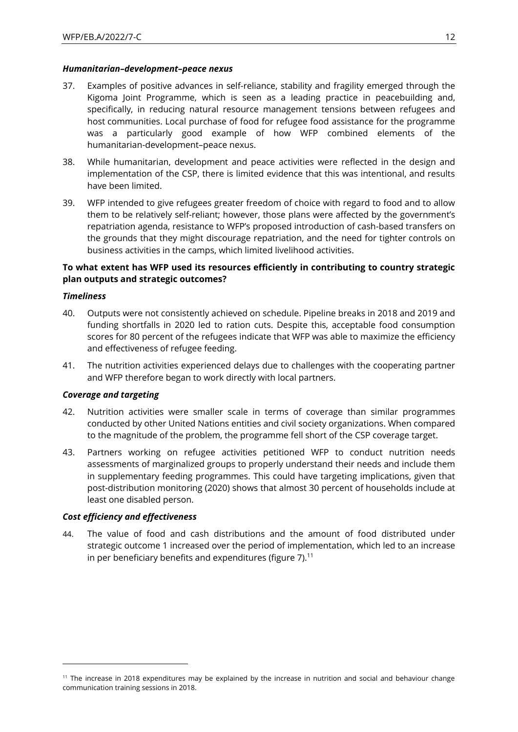### *Humanitarian–development–peace nexus*

37. Examples of positive advances in self-reliance, stability and fragility emerged through the Kigoma Joint Programme, which is seen as a leading practice in peacebuilding and, specifically, in reducing natural resource management tensions between refugees and host communities. Local purchase of food for refugee food assistance for the programme was a particularly good example of how WFP combined elements of the humanitarian-development–peace nexus.

38. While humanitarian, development and peace activities were reflected in the design and implementation of the CSP, there is limited evidence that this was intentional, and results have been limited.

39. WFP intended to give refugees greater freedom of choice with regard to food and to allow them to be relatively self-reliant; however, those plans were affected by the government's repatriation agenda, resistance to WFP's proposed introduction of cash-based transfers on the grounds that they might discourage repatriation, and the need for tighter controls on business activities in the camps, which limited livelihood activities.

## To what extent has WFP used its resources efficiently in contributing to country strategic plan outputs and strategic outcomes?

### *Timeliness*

40. Outputs were not consistently achieved on schedule. Pipeline breaks in 2018 and 2019 and funding shortfalls in 2020 led to ration cuts. Despite this, acceptable food consumption scores for 80 percent of the refugees indicate that WFP was able to maximize the efficiency and effectiveness of refugee feeding.

41. The nutrition activities experienced delays due to challenges with the cooperating partner and WFP therefore began to work directly with local partners.

### *Coverage and targeting*

42. Nutrition activities were smaller scale in terms of coverage than similar programmes conducted by other United Nations entities and civil society organizations. When compared to the magnitude of the problem, the programme fell short of the CSP coverage target.

43. Partners working on refugee activities petitioned WFP to conduct nutrition needs assessments of marginalized groups to properly understand their needs and include them in supplementary feeding programmes. This could have targeting implications, given that post-distribution monitoring (2020) shows that almost 30 percent of households include at least one disabled person.

### *Cost efficiency and effectiveness*

44. The value of food and cash distributions and the amount of food distributed under strategic outcome 1 increased over the period of implementation, which led to an increase in per beneficiary benefits and expenditures (figure 7).[11]

---

[11] The increase in 2018 expenditures may be explained by the increase in nutrition and social and behaviour change communication training sessions in 2018.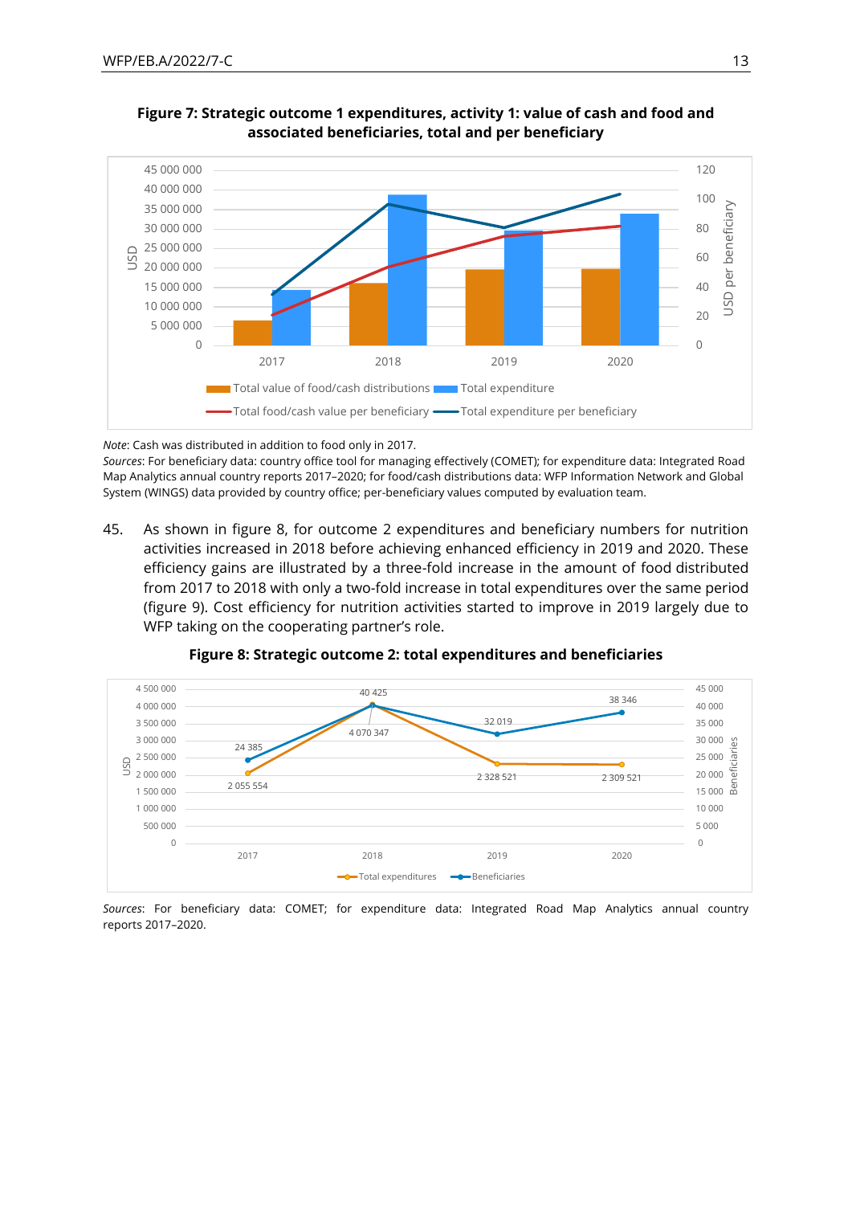**Figure 7: Strategic outcome 1 expenditures, activity 1: value of cash and food and associated beneficiaries, total and per beneficiary**

USD
45 000 000
40 000 000
35 000 000
30 000 000
25 000 000
20 000 000
15 000 000
10 000 000
5 000 000
0

USD per beneficiary
120
100
80
60
40
20
0

2017
2018
2019
2020

Total value of food/cash distributions
Total expenditure
Total food/cash value per beneficiary
Total expenditure per beneficiary

*Note*: Cash was distributed in addition to food only in 2017.

*Sources*: For beneficiary data: country office tool for managing effectively (COMET); for expenditure data: Integrated Road Map Analytics annual country reports 2017–2020; for food/cash distributions data: WFP Information Network and Global System (WINGS) data provided by country office; per-beneficiary values computed by evaluation team.

45. As shown in figure 8, for outcome 2 expenditures and beneficiary numbers for nutrition activities increased in 2018 before achieving enhanced efficiency in 2019 and 2020. These efficiency gains are illustrated by a three-fold increase in the amount of food distributed from 2017 to 2018 with only a two-fold increase in total expenditures over the same period (figure 9). Cost efficiency for nutrition activities started to improve in 2019 largely due to WFP taking on the cooperating partner's role.

**Figure 8: Strategic outcome 2: total expenditures and beneficiaries**

USD
4 500 000
4 000 000
3 500 000
3 000 000
2 500 000
2 000 000
1 500 000
1 000 000
500 000
0

Beneficiaries
45 000
40 000
35 000
30 000
25 000
20 000
15 000
10 000
5 000
0

2017
2018
2019
2020

24 385
40 425
32 019
38 346
2 055 554
4 070 347
2 328 521
2 309 521

Total expenditures
Beneficiaries

*Sources*: For beneficiary data: COMET; for expenditure data: Integrated Road Map Analytics annual country reports 2017–2020.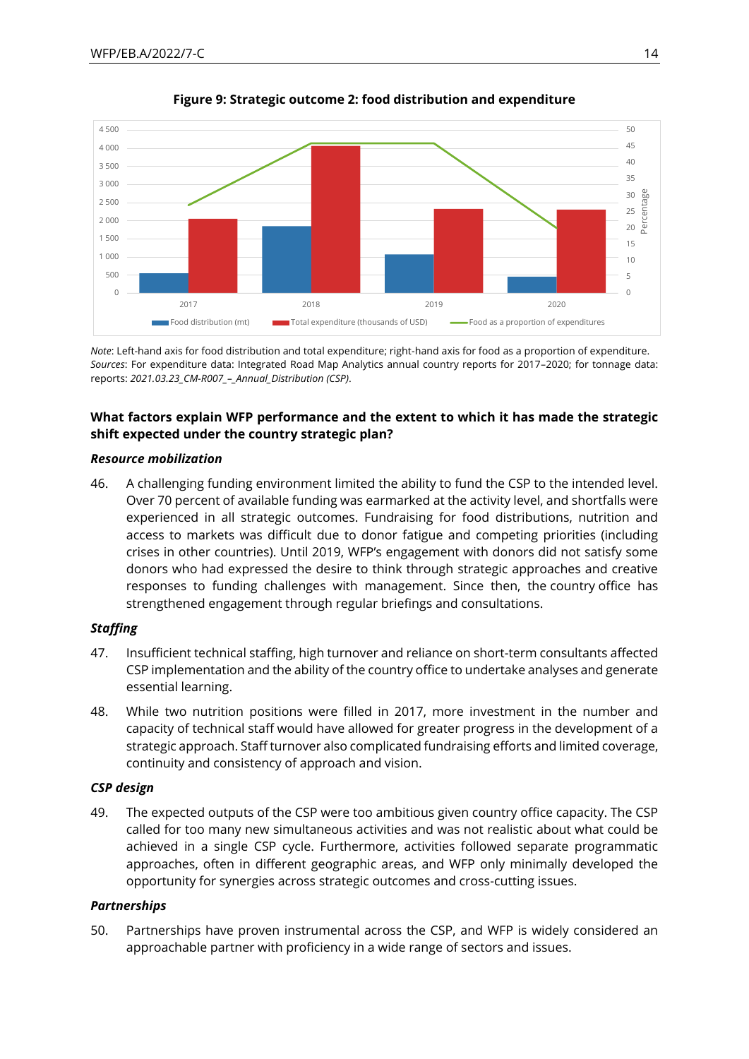**Figure 9: Strategic outcome 2: food distribution and expenditure**

*Note*: Left-hand axis for food distribution and total expenditure; right-hand axis for food as a proportion of expenditure.
*Sources*: For expenditure data: Integrated Road Map Analytics annual country reports for 2017–2020; for tonnage data: reports: *2021.03.23_CM-R007_–_Annual_Distribution (CSP).*

**What factors explain WFP performance and the extent to which it has made the strategic shift expected under the country strategic plan?**

***Resource mobilization***

46. A challenging funding environment limited the ability to fund the CSP to the intended level. Over 70 percent of available funding was earmarked at the activity level, and shortfalls were experienced in all strategic outcomes. Fundraising for food distributions, nutrition and access to markets was difficult due to donor fatigue and competing priorities (including crises in other countries). Until 2019, WFP's engagement with donors did not satisfy some donors who had expressed the desire to think through strategic approaches and creative responses to funding challenges with management. Since then, the country office has strengthened engagement through regular briefings and consultations.

***Staffing***

47. Insufficient technical staffing, high turnover and reliance on short-term consultants affected CSP implementation and the ability of the country office to undertake analyses and generate essential learning.

48. While two nutrition positions were filled in 2017, more investment in the number and capacity of technical staff would have allowed for greater progress in the development of a strategic approach. Staff turnover also complicated fundraising efforts and limited coverage, continuity and consistency of approach and vision.

***CSP design***

49. The expected outputs of the CSP were too ambitious given country office capacity. The CSP called for too many new simultaneous activities and was not realistic about what could be achieved in a single CSP cycle. Furthermore, activities followed separate programmatic approaches, often in different geographic areas, and WFP only minimally developed the opportunity for synergies across strategic outcomes and cross-cutting issues.

***Partnerships***

50. Partnerships have proven instrumental across the CSP, and WFP is widely considered an approachable partner with proficiency in a wide range of sectors and issues.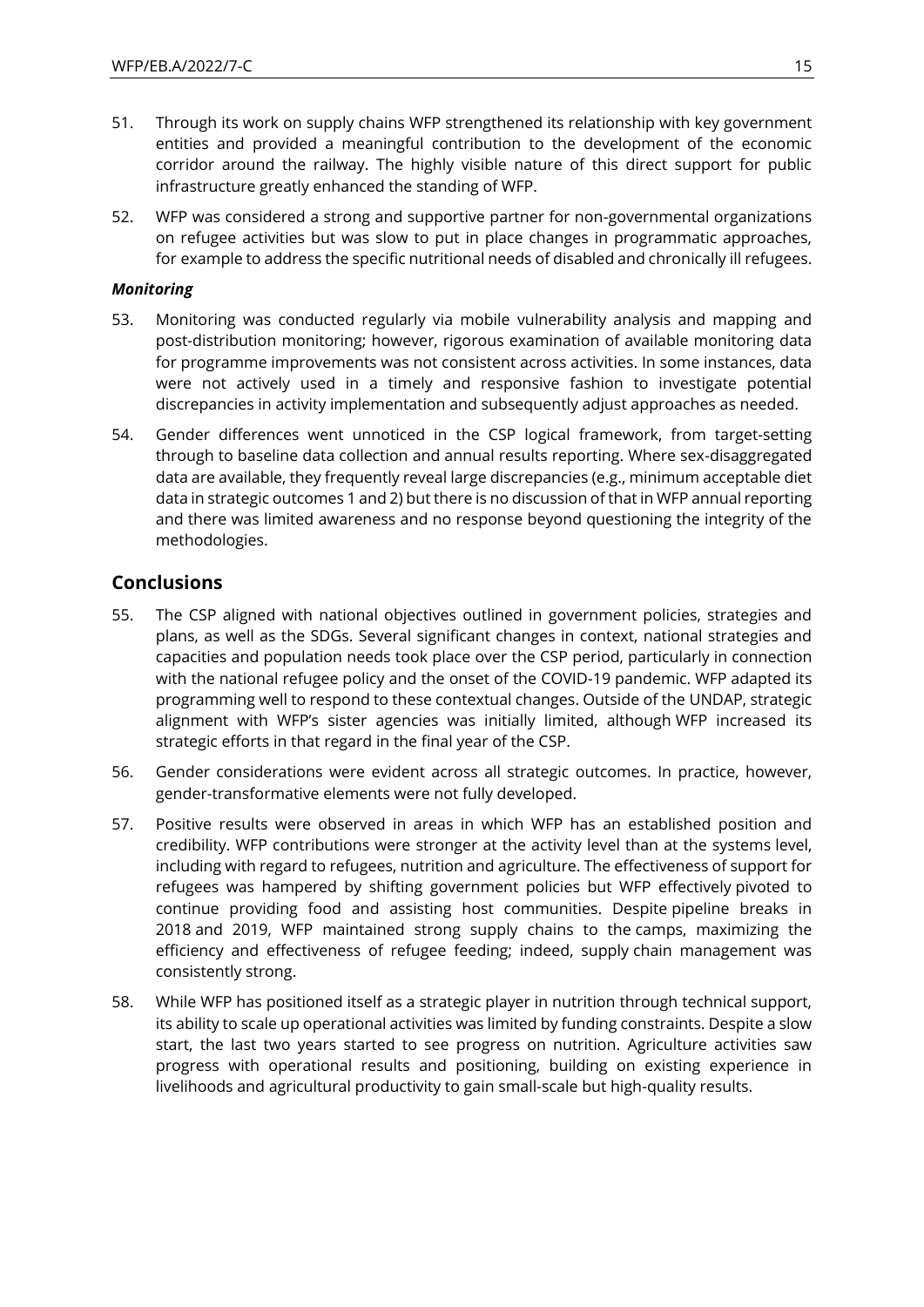51. Through its work on supply chains WFP strengthened its relationship with key government entities and provided a meaningful contribution to the development of the economic corridor around the railway. The highly visible nature of this direct support for public infrastructure greatly enhanced the standing of WFP.

52. WFP was considered a strong and supportive partner for non-governmental organizations on refugee activities but was slow to put in place changes in programmatic approaches, for example to address the specific nutritional needs of disabled and chronically ill refugees.

***Monitoring***

53. Monitoring was conducted regularly via mobile vulnerability analysis and mapping and post-distribution monitoring; however, rigorous examination of available monitoring data for programme improvements was not consistent across activities. In some instances, data were not actively used in a timely and responsive fashion to investigate potential discrepancies in activity implementation and subsequently adjust approaches as needed.

54. Gender differences went unnoticed in the CSP logical framework, from target-setting through to baseline data collection and annual results reporting. Where sex-disaggregated data are available, they frequently reveal large discrepancies (e.g., minimum acceptable diet data in strategic outcomes 1 and 2) but there is no discussion of that in WFP annual reporting and there was limited awareness and no response beyond questioning the integrity of the methodologies.

## Conclusions

55. The CSP aligned with national objectives outlined in government policies, strategies and plans, as well as the SDGs. Several significant changes in context, national strategies and capacities and population needs took place over the CSP period, particularly in connection with the national refugee policy and the onset of the COVID-19 pandemic. WFP adapted its programming well to respond to these contextual changes. Outside of the UNDAP, strategic alignment with WFP's sister agencies was initially limited, although WFP increased its strategic efforts in that regard in the final year of the CSP.

56. Gender considerations were evident across all strategic outcomes. In practice, however, gender-transformative elements were not fully developed.

57. Positive results were observed in areas in which WFP has an established position and credibility. WFP contributions were stronger at the activity level than at the systems level, including with regard to refugees, nutrition and agriculture. The effectiveness of support for refugees was hampered by shifting government policies but WFP effectively pivoted to continue providing food and assisting host communities. Despite pipeline breaks in 2018 and 2019, WFP maintained strong supply chains to the camps, maximizing the efficiency and effectiveness of refugee feeding; indeed, supply chain management was consistently strong.

58. While WFP has positioned itself as a strategic player in nutrition through technical support, its ability to scale up operational activities was limited by funding constraints. Despite a slow start, the last two years started to see progress on nutrition. Agriculture activities saw progress with operational results and positioning, building on existing experience in livelihoods and agricultural productivity to gain small-scale but high-quality results.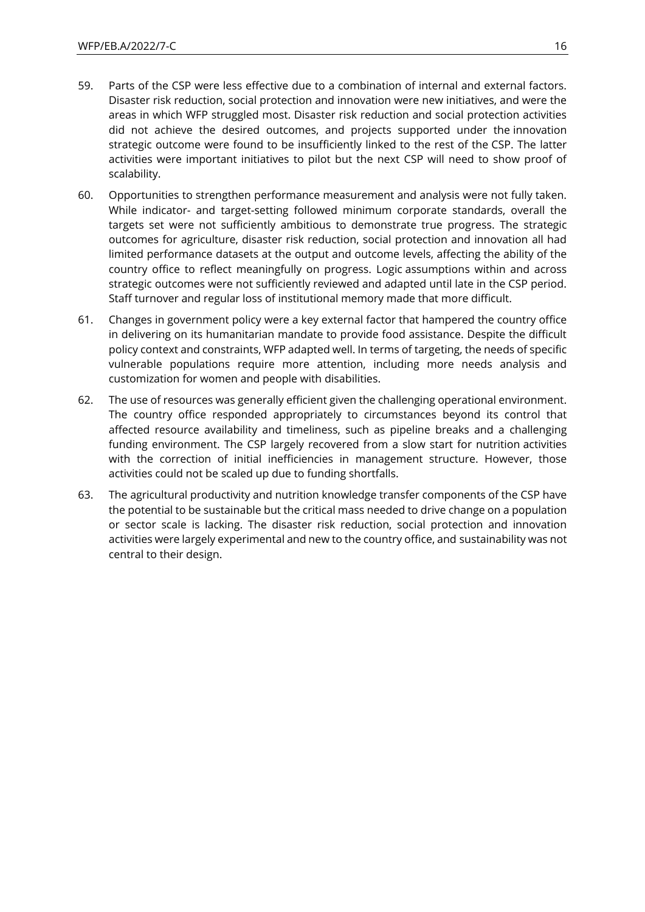59. Parts of the CSP were less effective due to a combination of internal and external factors. Disaster risk reduction, social protection and innovation were new initiatives, and were the areas in which WFP struggled most. Disaster risk reduction and social protection activities did not achieve the desired outcomes, and projects supported under the innovation strategic outcome were found to be insufficiently linked to the rest of the CSP. The latter activities were important initiatives to pilot but the next CSP will need to show proof of scalability.

60. Opportunities to strengthen performance measurement and analysis were not fully taken. While indicator- and target-setting followed minimum corporate standards, overall the targets set were not sufficiently ambitious to demonstrate true progress. The strategic outcomes for agriculture, disaster risk reduction, social protection and innovation all had limited performance datasets at the output and outcome levels, affecting the ability of the country office to reflect meaningfully on progress. Logic assumptions within and across strategic outcomes were not sufficiently reviewed and adapted until late in the CSP period. Staff turnover and regular loss of institutional memory made that more difficult.

61. Changes in government policy were a key external factor that hampered the country office in delivering on its humanitarian mandate to provide food assistance. Despite the difficult policy context and constraints, WFP adapted well. In terms of targeting, the needs of specific vulnerable populations require more attention, including more needs analysis and customization for women and people with disabilities.

62. The use of resources was generally efficient given the challenging operational environment. The country office responded appropriately to circumstances beyond its control that affected resource availability and timeliness, such as pipeline breaks and a challenging funding environment. The CSP largely recovered from a slow start for nutrition activities with the correction of initial inefficiencies in management structure. However, those activities could not be scaled up due to funding shortfalls.

63. The agricultural productivity and nutrition knowledge transfer components of the CSP have the potential to be sustainable but the critical mass needed to drive change on a population or sector scale is lacking. The disaster risk reduction, social protection and innovation activities were largely experimental and new to the country office, and sustainability was not central to their design.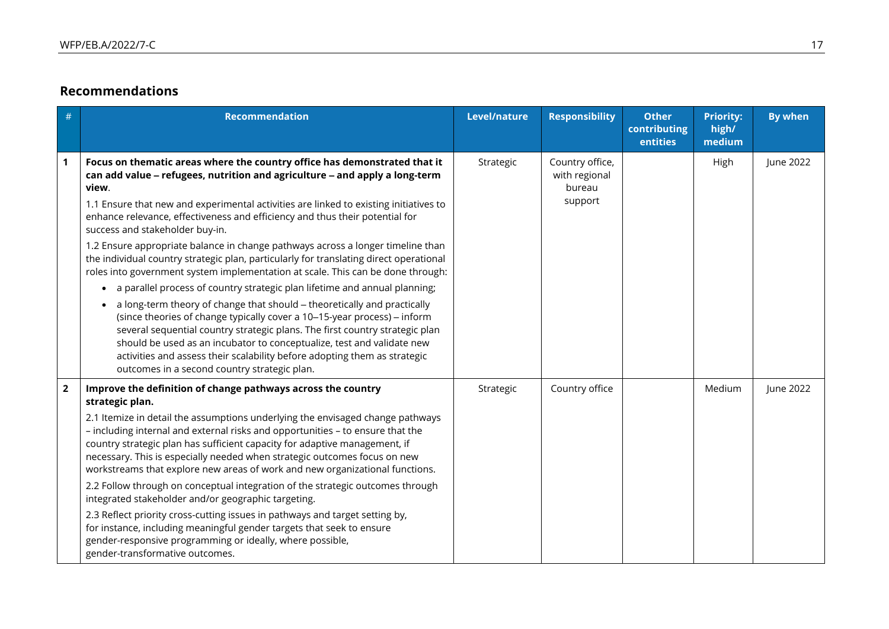## Recommendations

| # | Recommendation | Level/nature | Responsibility | Other contributing entities | Priority: high/ medium | By when |
|---|---|---|---|---|---|---|
| 1 | **Focus on thematic areas where the country office has demonstrated that it can add value – refugees, nutrition and agriculture – and apply a long-term view**.<br><br>1.1 Ensure that new and experimental activities are linked to existing initiatives to enhance relevance, effectiveness and efficiency and thus their potential for success and stakeholder buy-in.<br><br>1.2 Ensure appropriate balance in change pathways across a longer timeline than the individual country strategic plan, particularly for translating direct operational roles into government system implementation at scale. This can be done through:<br><br>• a parallel process of country strategic plan lifetime and annual planning;<br><br>• a long-term theory of change that should – theoretically and practically (since theories of change typically cover a 10–15-year process) – inform several sequential country strategic plans. The first country strategic plan should be used as an incubator to conceptualize, test and validate new activities and assess their scalability before adopting them as strategic outcomes in a second country strategic plan. | Strategic | Country office, with regional bureau support | | High | June 2022 |
| 2 | **Improve the definition of change pathways across the country strategic plan.**<br><br>2.1 Itemize in detail the assumptions underlying the envisaged change pathways – including internal and external risks and opportunities – to ensure that the country strategic plan has sufficient capacity for adaptive management, if necessary. This is especially needed when strategic outcomes focus on new workstreams that explore new areas of work and new organizational functions.<br><br>2.2 Follow through on conceptual integration of the strategic outcomes through integrated stakeholder and/or geographic targeting.<br><br>2.3 Reflect priority cross-cutting issues in pathways and target setting by, for instance, including meaningful gender targets that seek to ensure gender-responsive programming or ideally, where possible, gender-transformative outcomes. | Strategic | Country office | | Medium | June 2022 |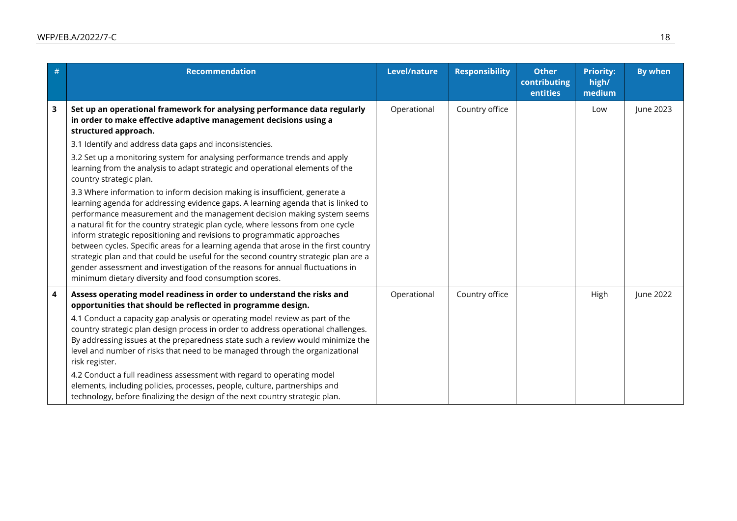| # | Recommendation | Level/nature | Responsibility | Other contributing entities | Priority: high/ medium | By when |
|---|---|---|---|---|---|---|
| **3** | **Set up an operational framework for analysing performance data regularly in order to make effective adaptive management decisions using a structured approach.**<br>3.1 Identify and address data gaps and inconsistencies.<br>3.2 Set up a monitoring system for analysing performance trends and apply learning from the analysis to adapt strategic and operational elements of the country strategic plan.<br>3.3 Where information to inform decision making is insufficient, generate a learning agenda for addressing evidence gaps. A learning agenda that is linked to performance measurement and the management decision making system seems a natural fit for the country strategic plan cycle, where lessons from one cycle inform strategic repositioning and revisions to programmatic approaches between cycles. Specific areas for a learning agenda that arose in the first country strategic plan and that could be useful for the second country strategic plan are a gender assessment and investigation of the reasons for annual fluctuations in minimum dietary diversity and food consumption scores. | Operational | Country office | | Low | June 2023 |
| **4** | **Assess operating model readiness in order to understand the risks and opportunities that should be reflected in programme design.**<br>4.1 Conduct a capacity gap analysis or operating model review as part of the country strategic plan design process in order to address operational challenges. By addressing issues at the preparedness state such a review would minimize the level and number of risks that need to be managed through the organizational risk register.<br>4.2 Conduct a full readiness assessment with regard to operating model elements, including policies, processes, people, culture, partnerships and technology, before finalizing the design of the next country strategic plan. | Operational | Country office | | High | June 2022 |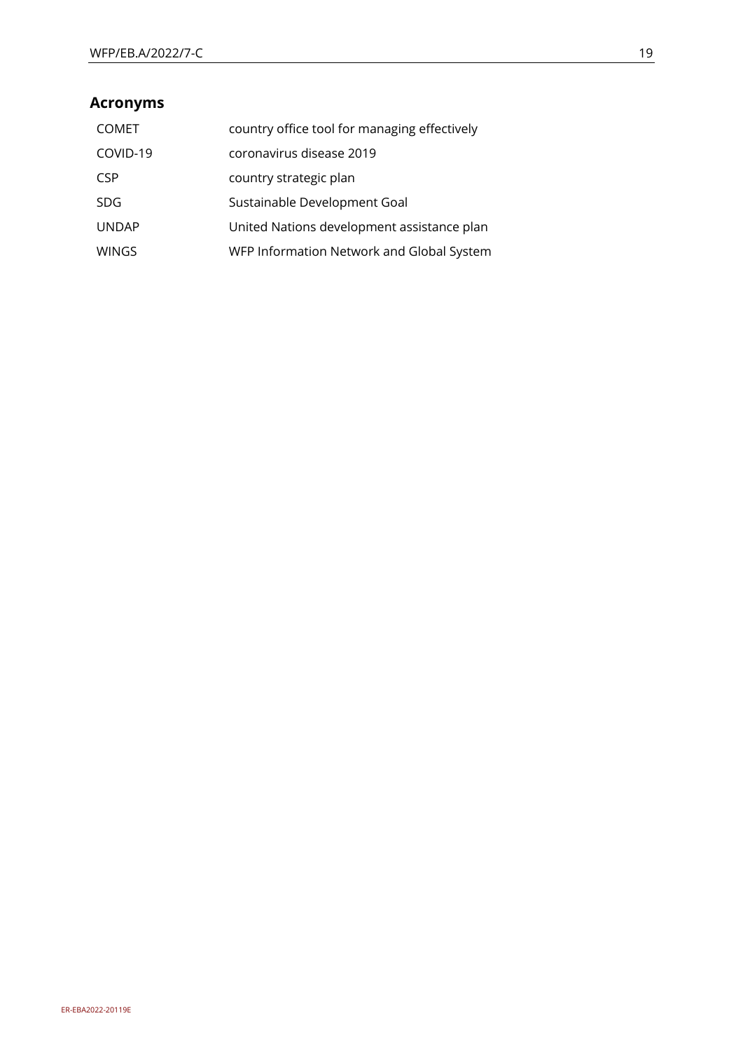## Acronyms

| | |
|---|---|
| COMET | country office tool for managing effectively |
| COVID-19 | coronavirus disease 2019 |
| CSP | country strategic plan |
| SDG | Sustainable Development Goal |
| UNDAP | United Nations development assistance plan |
| WINGS | WFP Information Network and Global System |

ER-EBA2022-20119E